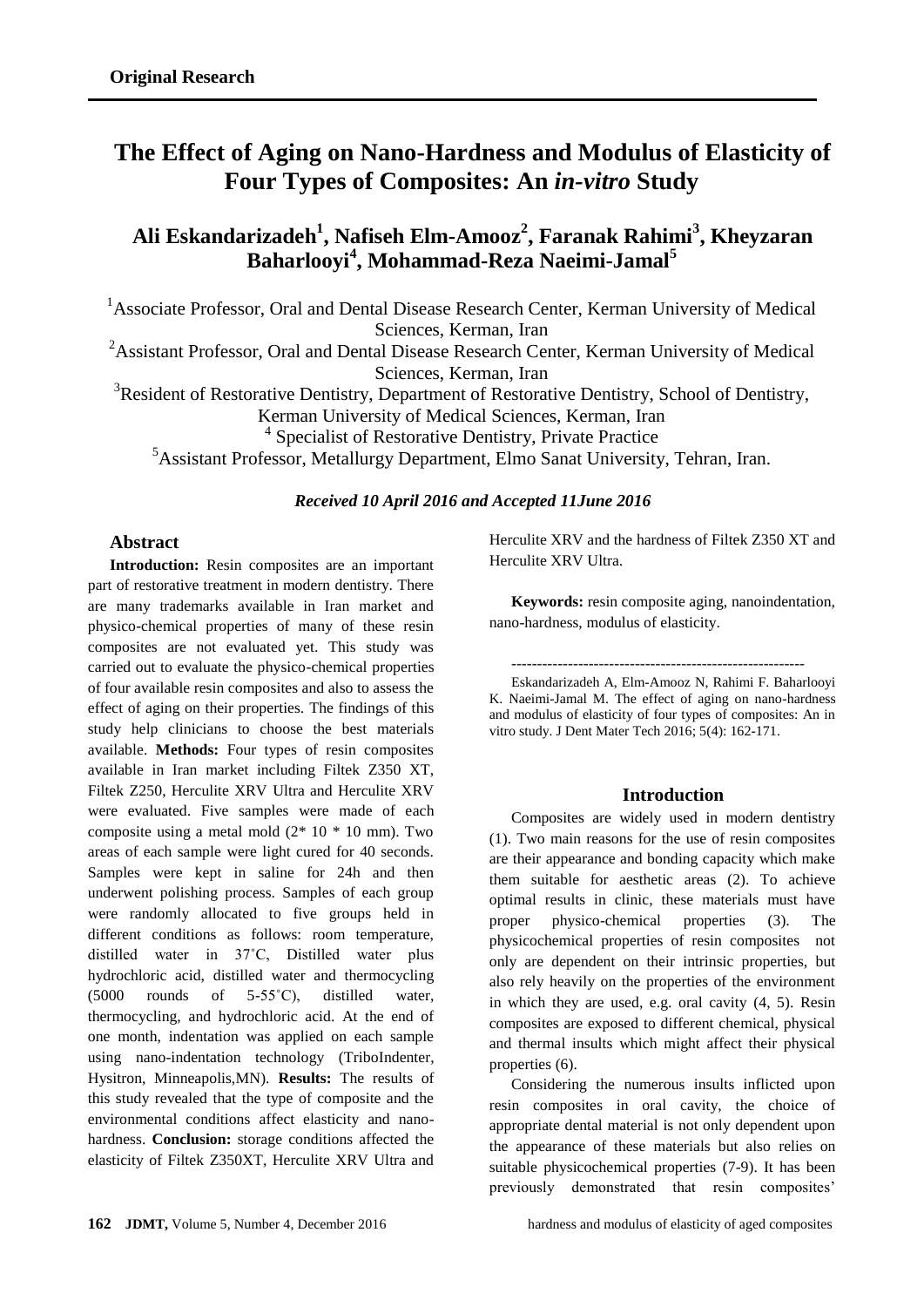**Original Research**

# The Effect of Aging on Nano-Hardness and Modulus of Elasticity of Four Types of Composites: An *in-vitro* Study

## Ali Eskandarizadeh[1], Nafiseh Elm-Amooz[2], Faranak Rahimi[3], Kheyzaran Baharlooyi[4], Mohammad-Reza Naeimi-Jamal[5]

[1]Associate Professor, Oral and Dental Disease Research Center, Kerman University of Medical Sciences, Kerman, Iran

[2]Assistant Professor, Oral and Dental Disease Research Center, Kerman University of Medical Sciences, Kerman, Iran

[3]Resident of Restorative Dentistry, Department of Restorative Dentistry, School of Dentistry, Kerman University of Medical Sciences, Kerman, Iran

[4] Specialist of Restorative Dentistry, Private Practice

[5]Assistant Professor, Metallurgy Department, Elmo Sanat University, Tehran, Iran.

***Received 10 April 2016 and Accepted 11June 2016***

### Abstract

**Introduction:** Resin composites are an important part of restorative treatment in modern dentistry. There are many trademarks available in Iran market and physico-chemical properties of many of these resin composites are not evaluated yet. This study was carried out to evaluate the physico-chemical properties of four available resin composites and also to assess the effect of aging on their properties. The findings of this study help clinicians to choose the best materials available. **Methods:** Four types of resin composites available in Iran market including Filtek Z350 XT, Filtek Z250, Herculite XRV Ultra and Herculite XRV were evaluated. Five samples were made of each composite using a metal mold (2* 10 * 10 mm). Two areas of each sample were light cured for 40 seconds. Samples were kept in saline for 24h and then underwent polishing process. Samples of each group were randomly allocated to five groups held in different conditions as follows: room temperature, distilled water in 37˚C, Distilled water plus hydrochloric acid, distilled water and thermocycling (5000 rounds of 5-55˚C), distilled water, thermocycling, and hydrochloric acid. At the end of one month, indentation was applied on each sample using nano-indentation technology (TriboIndenter, Hysitron, Minneapolis,MN). **Results:** The results of this study revealed that the type of composite and the environmental conditions affect elasticity and nano-hardness. **Conclusion:** storage conditions affected the elasticity of Filtek Z350XT, Herculite XRV Ultra and Herculite XRV and the hardness of Filtek Z350 XT and Herculite XRV Ultra.

**Keywords:** resin composite aging, nanoindentation, nano-hardness, modulus of elasticity.

---

Eskandarizadeh A, Elm-Amooz N, Rahimi F. Baharlooyi K. Naeimi-Jamal M. The effect of aging on nano-hardness and modulus of elasticity of four types of composites: An in vitro study. J Dent Mater Tech 2016; 5(4): 162-171.

### Introduction

Composites are widely used in modern dentistry (1). Two main reasons for the use of resin composites are their appearance and bonding capacity which make them suitable for aesthetic areas (2). To achieve optimal results in clinic, these materials must have proper physico-chemical properties (3). The physicochemical properties of resin composites not only are dependent on their intrinsic properties, but also rely heavily on the properties of the environment in which they are used, e.g. oral cavity (4, 5). Resin composites are exposed to different chemical, physical and thermal insults which might affect their physical properties (6).

Considering the numerous insults inflicted upon resin composites in oral cavity, the choice of appropriate dental material is not only dependent upon the appearance of these materials but also relies on suitable physicochemical properties (7-9). It has been previously demonstrated that resin composites'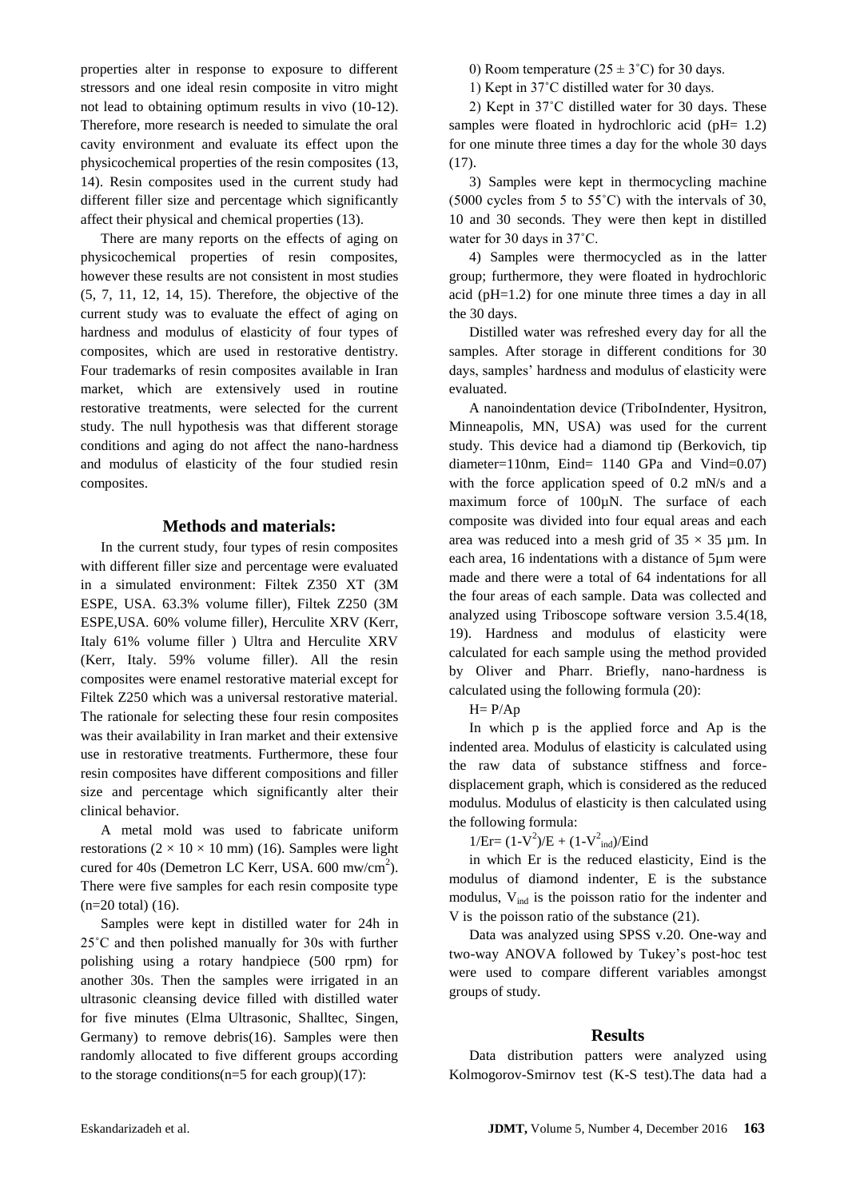properties alter in response to exposure to different stressors and one ideal resin composite in vitro might not lead to obtaining optimum results in vivo (10-12). Therefore, more research is needed to simulate the oral cavity environment and evaluate its effect upon the physicochemical properties of the resin composites (13, 14). Resin composites used in the current study had different filler size and percentage which significantly affect their physical and chemical properties (13).

There are many reports on the effects of aging on physicochemical properties of resin composites, however these results are not consistent in most studies (5, 7, 11, 12, 14, 15). Therefore, the objective of the current study was to evaluate the effect of aging on hardness and modulus of elasticity of four types of composites, which are used in restorative dentistry. Four trademarks of resin composites available in Iran market, which are extensively used in routine restorative treatments, were selected for the current study. The null hypothesis was that different storage conditions and aging do not affect the nano-hardness and modulus of elasticity of the four studied resin composites.

## Methods and materials:

In the current study, four types of resin composites with different filler size and percentage were evaluated in a simulated environment: Filtek Z350 XT (3M ESPE, USA. 63.3% volume filler), Filtek Z250 (3M ESPE,USA. 60% volume filler), Herculite XRV (Kerr, Italy 61% volume filler ) Ultra and Herculite XRV (Kerr, Italy. 59% volume filler). All the resin composites were enamel restorative material except for Filtek Z250 which was a universal restorative material. The rationale for selecting these four resin composites was their availability in Iran market and their extensive use in restorative treatments. Furthermore, these four resin composites have different compositions and filler size and percentage which significantly alter their clinical behavior.

A metal mold was used to fabricate uniform restorations ($2 \times 10 \times 10$ mm) (16). Samples were light cured for 40s (Demetron LC Kerr, USA. 600 mw/cm$^2$). There were five samples for each resin composite type (n=20 total) (16).

Samples were kept in distilled water for 24h in 25˚C and then polished manually for 30s with further polishing using a rotary handpiece (500 rpm) for another 30s. Then the samples were irrigated in an ultrasonic cleansing device filled with distilled water for five minutes (Elma Ultrasonic, Shalltec, Singen, Germany) to remove debris(16). Samples were then randomly allocated to five different groups according to the storage conditions(n=5 for each group)(17):

0) Room temperature ($25 \pm 3$˚C) for 30 days.

1) Kept in 37˚C distilled water for 30 days.

2) Kept in 37˚C distilled water for 30 days. These samples were floated in hydrochloric acid (pH= 1.2) for one minute three times a day for the whole 30 days (17).

3) Samples were kept in thermocycling machine (5000 cycles from 5 to 55˚C) with the intervals of 30, 10 and 30 seconds. They were then kept in distilled water for 30 days in 37˚C.

4) Samples were thermocycled as in the latter group; furthermore, they were floated in hydrochloric acid (pH=1.2) for one minute three times a day in all the 30 days.

Distilled water was refreshed every day for all the samples. After storage in different conditions for 30 days, samples' hardness and modulus of elasticity were evaluated.

A nanoindentation device (TriboIndenter, Hysitron, Minneapolis, MN, USA) was used for the current study. This device had a diamond tip (Berkovich, tip diameter=110nm, Eind= 1140 GPa and Vind=0.07) with the force application speed of 0.2 mN/s and a maximum force of 100µN. The surface of each composite was divided into four equal areas and each area was reduced into a mesh grid of $35 \times 35$ µm. In each area, 16 indentations with a distance of 5µm were made and there were a total of 64 indentations for all the four areas of each sample. Data was collected and analyzed using Triboscope software version 3.5.4(18, 19). Hardness and modulus of elasticity were calculated for each sample using the method provided by Oliver and Pharr. Briefly, nano-hardness is calculated using the following formula (20):

$$H = P/Ap$$

In which p is the applied force and Ap is the indented area. Modulus of elasticity is calculated using the raw data of substance stiffness and force-displacement graph, which is considered as the reduced modulus. Modulus of elasticity is then calculated using the following formula:

$$1/Er = (1-V^2)/E + (1-V^2_{ind})/Eind$$

in which Er is the reduced elasticity, Eind is the modulus of diamond indenter, E is the substance modulus, $V_{ind}$ is the poisson ratio for the indenter and V is the poisson ratio of the substance (21).

Data was analyzed using SPSS v.20. One-way and two-way ANOVA followed by Tukey's post-hoc test were used to compare different variables amongst groups of study.

## Results

Data distribution patters were analyzed using Kolmogorov-Smirnov test (K-S test).The data had a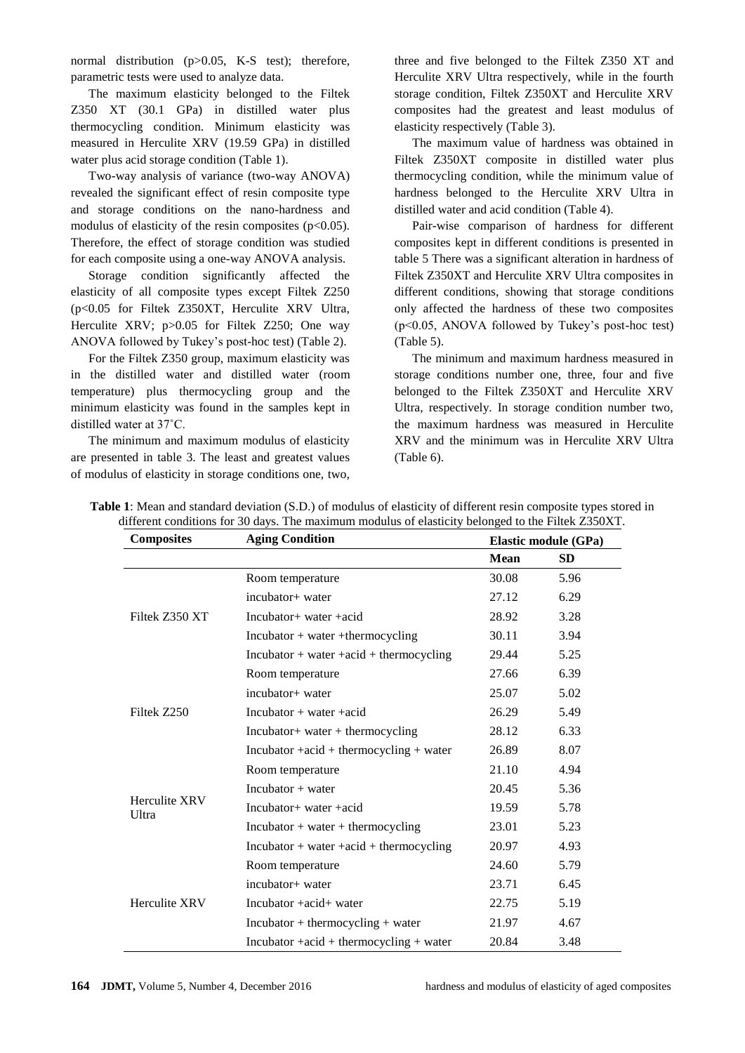normal distribution ($p>0.05$, K-S test); therefore, parametric tests were used to analyze data.

The maximum elasticity belonged to the Filtek Z350 XT (30.1 GPa) in distilled water plus thermocycling condition. Minimum elasticity was measured in Herculite XRV (19.59 GPa) in distilled water plus acid storage condition (Table 1).

Two-way analysis of variance (two-way ANOVA) revealed the significant effect of resin composite type and storage conditions on the nano-hardness and modulus of elasticity of the resin composites ($p<0.05$). Therefore, the effect of storage condition was studied for each composite using a one-way ANOVA analysis.

Storage condition significantly affected the elasticity of all composite types except Filtek Z250 ($p<0.05$ for Filtek Z350XT, Herculite XRV Ultra, Herculite XRV; $p>0.05$ for Filtek Z250; One way ANOVA followed by Tukey's post-hoc test) (Table 2).

For the Filtek Z350 group, maximum elasticity was in the distilled water and distilled water (room temperature) plus thermocycling group and the minimum elasticity was found in the samples kept in distilled water at 37˚C.

The minimum and maximum modulus of elasticity are presented in table 3. The least and greatest values of modulus of elasticity in storage conditions one, two, three and five belonged to the Filtek Z350 XT and Herculite XRV Ultra respectively, while in the fourth storage condition, Filtek Z350XT and Herculite XRV composites had the greatest and least modulus of elasticity respectively (Table 3).

The maximum value of hardness was obtained in Filtek Z350XT composite in distilled water plus thermocycling condition, while the minimum value of hardness belonged to the Herculite XRV Ultra in distilled water and acid condition (Table 4).

Pair-wise comparison of hardness for different composites kept in different conditions is presented in table 5 There was a significant alteration in hardness of Filtek Z350XT and Herculite XRV Ultra composites in different conditions, showing that storage conditions only affected the hardness of these two composites ($p<0.05$, ANOVA followed by Tukey's post-hoc test) (Table 5).

The minimum and maximum hardness measured in storage conditions number one, three, four and five belonged to the Filtek Z350XT and Herculite XRV Ultra, respectively. In storage condition number two, the maximum hardness was measured in Herculite XRV and the minimum was in Herculite XRV Ultra (Table 6).

**Table 1**: Mean and standard deviation (S.D.) of modulus of elasticity of different resin composite types stored in different conditions for 30 days. The maximum modulus of elasticity belonged to the Filtek Z350XT.

| Composites | Aging Condition | Elastic module (GPa) | |
|---|---|---|---|
| | | **Mean** | **SD** |
| Filtek Z350 XT | Room temperature | 30.08 | 5.96 |
| | incubator+ water | 27.12 | 6.29 |
| | Incubator+ water +acid | 28.92 | 3.28 |
| | Incubator + water +thermocycling | 30.11 | 3.94 |
| | Incubator + water +acid + thermocycling | 29.44 | 5.25 |
| Filtek Z250 | Room temperature | 27.66 | 6.39 |
| | incubator+ water | 25.07 | 5.02 |
| | Incubator + water +acid | 26.29 | 5.49 |
| | Incubator+ water + thermocycling | 28.12 | 6.33 |
| | Incubator +acid + thermocycling + water | 26.89 | 8.07 |
| Herculite XRV Ultra | Room temperature | 21.10 | 4.94 |
| | Incubator + water | 20.45 | 5.36 |
| | Incubator+ water +acid | 19.59 | 5.78 |
| | Incubator + water + thermocycling | 23.01 | 5.23 |
| | Incubator + water +acid + thermocycling | 20.97 | 4.93 |
| Herculite XRV | Room temperature | 24.60 | 5.79 |
| | incubator+ water | 23.71 | 6.45 |
| | Incubator +acid+ water | 22.75 | 5.19 |
| | Incubator + thermocycling + water | 21.97 | 4.67 |
| | Incubator +acid + thermocycling + water | 20.84 | 3.48 |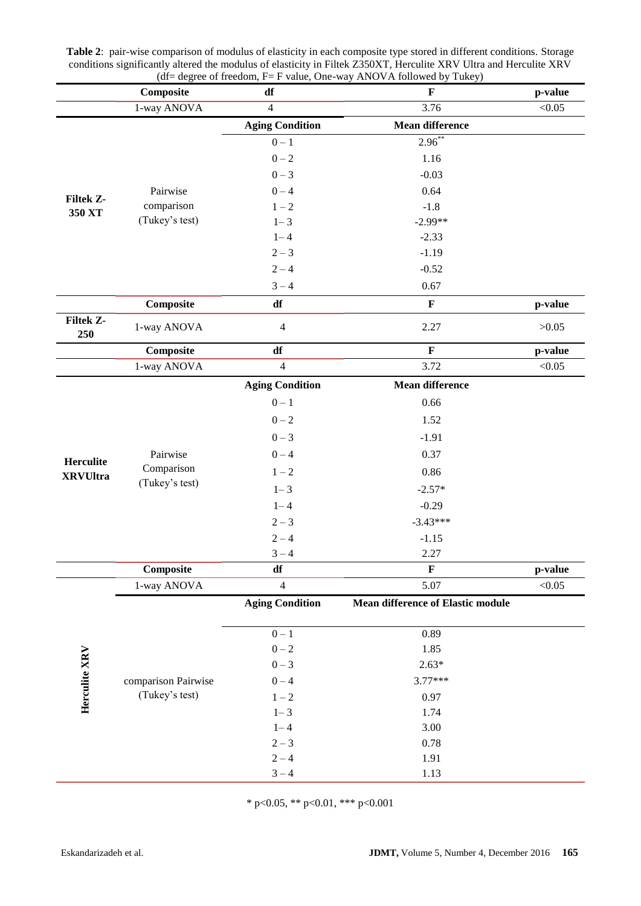**Table 2**: pair-wise comparison of modulus of elasticity in each composite type stored in different conditions. Storage conditions significantly altered the modulus of elasticity in Filtek Z350XT, Herculite XRV Ultra and Herculite XRV (df= degree of freedom, F= F value, One-way ANOVA followed by Tukey)

| | Composite | df | F | p-value |
|---|---|---|---|---|
| | 1-way ANOVA | 4 | 3.76 | <0.05 |
| | | **Aging Condition** | **Mean difference** | |
| **Filtek Z-350 XT** | Pairwise comparison (Tukey's test) | 0 – 1 | 2.96** | |
| | | 0 – 2 | 1.16 | |
| | | 0 – 3 | -0.03 | |
| | | 0 – 4 | 0.64 | |
| | | 1 – 2 | -1.8 | |
| | | 1 – 3 | -2.99** | |
| | | 1 – 4 | -2.33 | |
| | | 2 – 3 | -1.19 | |
| | | 2 – 4 | -0.52 | |
| | | 3 – 4 | 0.67 | |
| | **Composite** | **df** | **F** | **p-value** |
| **Filtek Z-250** | 1-way ANOVA | 4 | 2.27 | >0.05 |
| | **Composite** | **df** | **F** | **p-value** |
| | 1-way ANOVA | 4 | 3.72 | <0.05 |
| | | **Aging Condition** | **Mean difference** | |
| **Herculite XRVUltra** | Pairwise Comparison (Tukey's test) | 0 – 1 | 0.66 | |
| | | 0 – 2 | 1.52 | |
| | | 0 – 3 | -1.91 | |
| | | 0 – 4 | 0.37 | |
| | | 1 – 2 | 0.86 | |
| | | 1 – 3 | -2.57* | |
| | | 1 – 4 | -0.29 | |
| | | 2 – 3 | -3.43*** | |
| | | 2 – 4 | -1.15 | |
| | | 3 – 4 | 2.27 | |
| | **Composite** | **df** | **F** | **p-value** |
| | 1-way ANOVA | 4 | 5.07 | <0.05 |
| | | **Aging Condition** | **Mean difference of Elastic module** | |
| **Herculite XRV** | comparison Pairwise (Tukey's test) | 0 – 1 | 0.89 | |
| | | 0 – 2 | 1.85 | |
| | | 0 – 3 | 2.63* | |
| | | 0 – 4 | 3.77*** | |
| | | 1 – 2 | 0.97 | |
| | | 1 – 3 | 1.74 | |
| | | 1 – 4 | 3.00 | |
| | | 2 – 3 | 0.78 | |
| | | 2 – 4 | 1.91 | |
| | | 3 – 4 | 1.13 | |

* $p<0.05$, ** $p<0.01$, *** $p<0.001$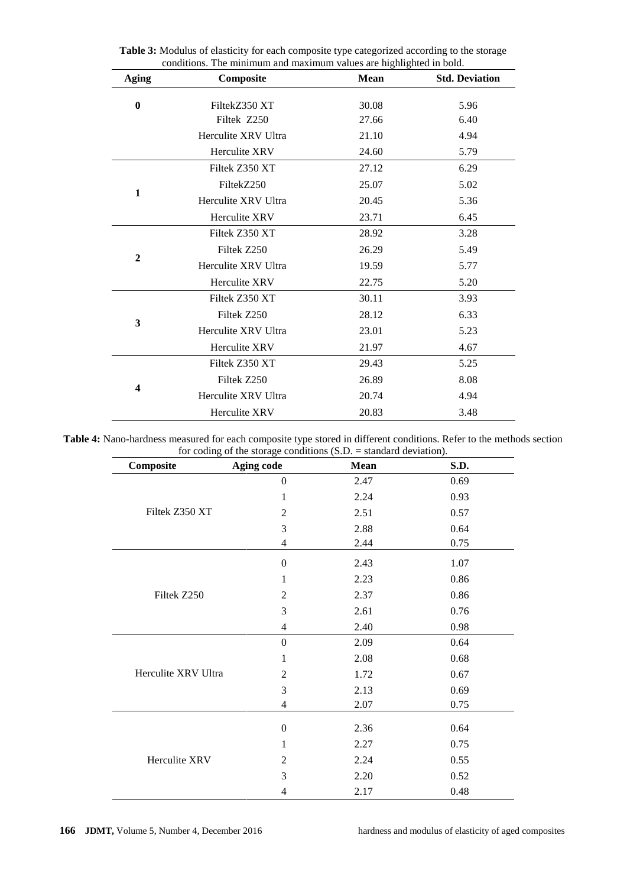**Table 3:** Modulus of elasticity for each composite type categorized according to the storage conditions. The minimum and maximum values are highlighted in bold.

| Aging | Composite | Mean | Std. Deviation |
|---|---|---|---|
| **0** | FiltekZ350 XT | 30.08 | 5.96 |
| | Filtek Z250 | 27.66 | 6.40 |
| | Herculite XRV Ultra | 21.10 | 4.94 |
| | Herculite XRV | 24.60 | 5.79 |
| **1** | Filtek Z350 XT | 27.12 | 6.29 |
| | FiltekZ250 | 25.07 | 5.02 |
| | Herculite XRV Ultra | 20.45 | 5.36 |
| | Herculite XRV | 23.71 | 6.45 |
| **2** | Filtek Z350 XT | 28.92 | 3.28 |
| | Filtek Z250 | 26.29 | 5.49 |
| | Herculite XRV Ultra | 19.59 | 5.77 |
| | Herculite XRV | 22.75 | 5.20 |
| **3** | Filtek Z350 XT | 30.11 | 3.93 |
| | Filtek Z250 | 28.12 | 6.33 |
| | Herculite XRV Ultra | 23.01 | 5.23 |
| | Herculite XRV | 21.97 | 4.67 |
| **4** | Filtek Z350 XT | 29.43 | 5.25 |
| | Filtek Z250 | 26.89 | 8.08 |
| | Herculite XRV Ultra | 20.74 | 4.94 |
| | Herculite XRV | 20.83 | 3.48 |

**Table 4:** Nano-hardness measured for each composite type stored in different conditions. Refer to the methods section for coding of the storage conditions (S.D. = standard deviation).

| Composite | Aging code | Mean | S.D. |
|---|---|---|---|
| Filtek Z350 XT | 0 | 2.47 | 0.69 |
| | 1 | 2.24 | 0.93 |
| | 2 | 2.51 | 0.57 |
| | 3 | 2.88 | 0.64 |
| | 4 | 2.44 | 0.75 |
| Filtek Z250 | 0 | 2.43 | 1.07 |
| | 1 | 2.23 | 0.86 |
| | 2 | 2.37 | 0.86 |
| | 3 | 2.61 | 0.76 |
| | 4 | 2.40 | 0.98 |
| Herculite XRV Ultra | 0 | 2.09 | 0.64 |
| | 1 | 2.08 | 0.68 |
| | 2 | 1.72 | 0.67 |
| | 3 | 2.13 | 0.69 |
| | 4 | 2.07 | 0.75 |
| Herculite XRV | 0 | 2.36 | 0.64 |
| | 1 | 2.27 | 0.75 |
| | 2 | 2.24 | 0.55 |
| | 3 | 2.20 | 0.52 |
| | 4 | 2.17 | 0.48 |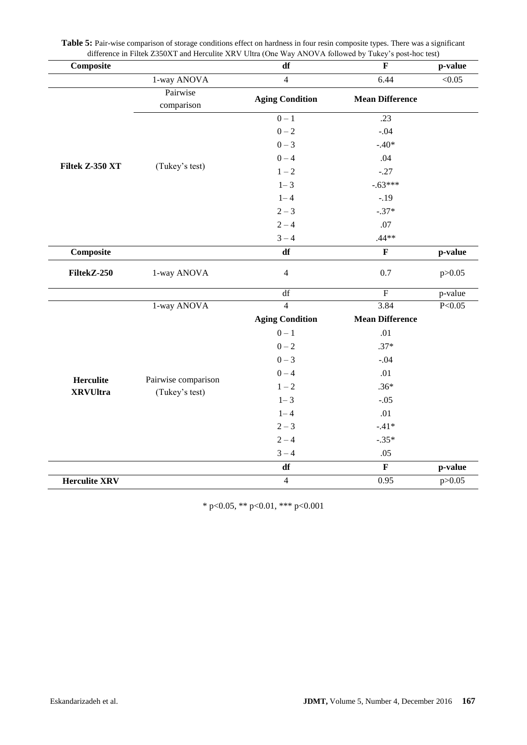**Table 5:** Pair-wise comparison of storage conditions effect on hardness in four resin composite types. There was a significant difference in Filtek Z350XT and Herculite XRV Ultra (One Way ANOVA followed by Tukey's post-hoc test)

| Composite | | df | F | p-value |
|---|---|---|---|---|
| | 1-way ANOVA | 4 | 6.44 | <0.05 |
| | Pairwise comparison | **Aging Condition** | **Mean Difference** | |
| Filtek Z-350 XT | (Tukey's test) | 0 – 1 | .23 | |
| | | 0 – 2 | -.04 | |
| | | 0 – 3 | -.40* | |
| | | 0 – 4 | .04 | |
| | | 1 – 2 | -.27 | |
| | | 1 – 3 | -.63*** | |
| | | 1 – 4 | -.19 | |
| | | 2 – 3 | -.37* | |
| | | 2 – 4 | .07 | |
| | | 3 – 4 | .44** | |
| **Composite** | | **df** | **F** | **p-value** |
| **FiltekZ-250** | 1-way ANOVA | 4 | 0.7 | p>0.05 |
| | | df | F | p-value |
| | 1-way ANOVA | 4 | 3.84 | P<0.05 |
| | | **Aging Condition** | **Mean Difference** | |
| Herculite XRVUltra | Pairwise comparison (Tukey's test) | 0 – 1 | .01 | |
| | | 0 – 2 | .37* | |
| | | 0 – 3 | -.04 | |
| | | 0 – 4 | .01 | |
| | | 1 – 2 | .36* | |
| | | 1 – 3 | -.05 | |
| | | 1 – 4 | .01 | |
| | | 2 – 3 | -.41* | |
| | | 2 – 4 | -.35* | |
| | | 3 – 4 | .05 | |
| | | **df** | **F** | **p-value** |
| **Herculite XRV** | | 4 | 0.95 | p>0.05 |

* p<0.05, ** p<0.01, *** p<0.001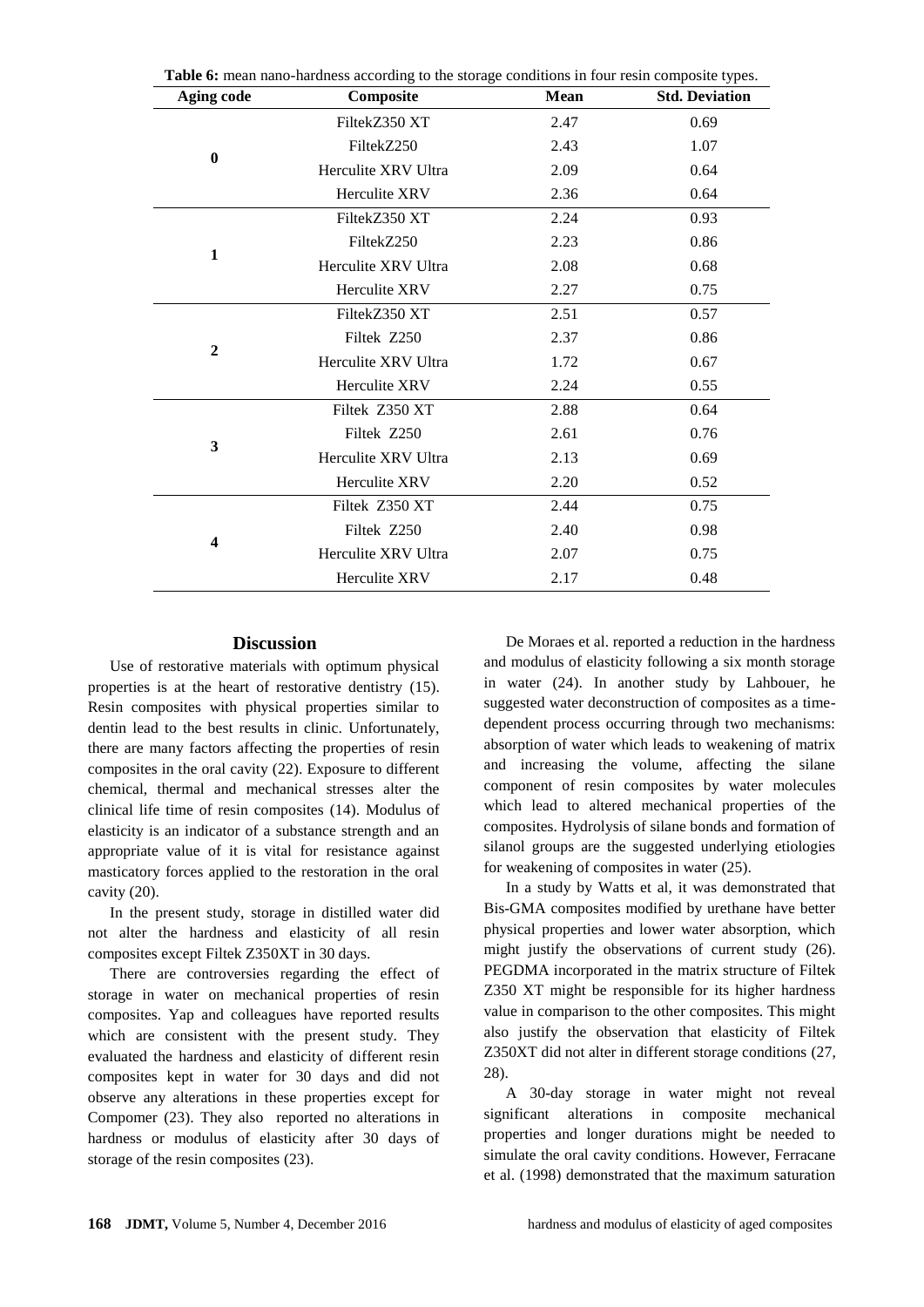**Table 6:** mean nano-hardness according to the storage conditions in four resin composite types.

| Aging code | Composite | Mean | Std. Deviation |
|---|---|---|---|
| 0 | FiltekZ350 XT | 2.47 | 0.69 |
| | FiltekZ250 | 2.43 | 1.07 |
| | Herculite XRV Ultra | 2.09 | 0.64 |
| | Herculite XRV | 2.36 | 0.64 |
| 1 | FiltekZ350 XT | 2.24 | 0.93 |
| | FiltekZ250 | 2.23 | 0.86 |
| | Herculite XRV Ultra | 2.08 | 0.68 |
| | Herculite XRV | 2.27 | 0.75 |
| 2 | FiltekZ350 XT | 2.51 | 0.57 |
| | Filtek Z250 | 2.37 | 0.86 |
| | Herculite XRV Ultra | 1.72 | 0.67 |
| | Herculite XRV | 2.24 | 0.55 |
| 3 | Filtek Z350 XT | 2.88 | 0.64 |
| | Filtek Z250 | 2.61 | 0.76 |
| | Herculite XRV Ultra | 2.13 | 0.69 |
| | Herculite XRV | 2.20 | 0.52 |
| 4 | Filtek Z350 XT | 2.44 | 0.75 |
| | Filtek Z250 | 2.40 | 0.98 |
| | Herculite XRV Ultra | 2.07 | 0.75 |
| | Herculite XRV | 2.17 | 0.48 |

## Discussion

Use of restorative materials with optimum physical properties is at the heart of restorative dentistry (15). Resin composites with physical properties similar to dentin lead to the best results in clinic. Unfortunately, there are many factors affecting the properties of resin composites in the oral cavity (22). Exposure to different chemical, thermal and mechanical stresses alter the clinical life time of resin composites (14). Modulus of elasticity is an indicator of a substance strength and an appropriate value of it is vital for resistance against masticatory forces applied to the restoration in the oral cavity (20).

In the present study, storage in distilled water did not alter the hardness and elasticity of all resin composites except Filtek Z350XT in 30 days.

There are controversies regarding the effect of storage in water on mechanical properties of resin composites. Yap and colleagues have reported results which are consistent with the present study. They evaluated the hardness and elasticity of different resin composites kept in water for 30 days and did not observe any alterations in these properties except for Compomer (23). They also reported no alterations in hardness or modulus of elasticity after 30 days of storage of the resin composites (23).

De Moraes et al. reported a reduction in the hardness and modulus of elasticity following a six month storage in water (24). In another study by Lahbouer, he suggested water deconstruction of composites as a time-dependent process occurring through two mechanisms: absorption of water which leads to weakening of matrix and increasing the volume, affecting the silane component of resin composites by water molecules which lead to altered mechanical properties of the composites. Hydrolysis of silane bonds and formation of silanol groups are the suggested underlying etiologies for weakening of composites in water (25).

In a study by Watts et al, it was demonstrated that Bis-GMA composites modified by urethane have better physical properties and lower water absorption, which might justify the observations of current study (26). PEGDMA incorporated in the matrix structure of Filtek Z350 XT might be responsible for its higher hardness value in comparison to the other composites. This might also justify the observation that elasticity of Filtek Z350XT did not alter in different storage conditions (27, 28).

A 30-day storage in water might not reveal significant alterations in composite mechanical properties and longer durations might be needed to simulate the oral cavity conditions. However, Ferracane et al. (1998) demonstrated that the maximum saturation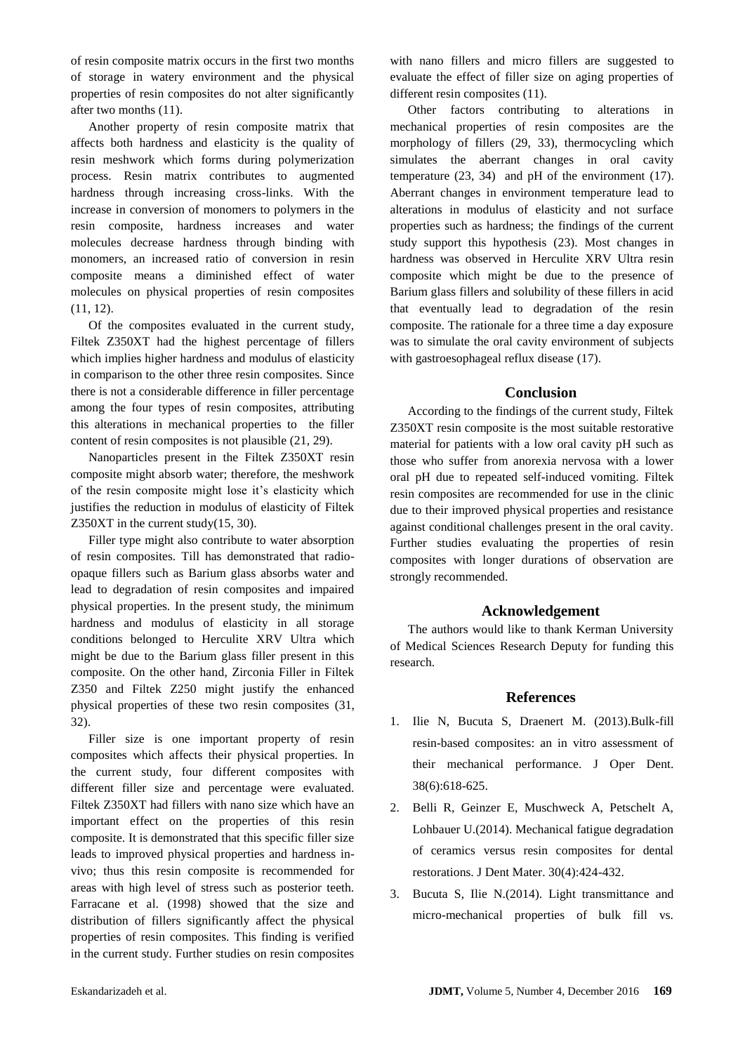of resin composite matrix occurs in the first two months of storage in watery environment and the physical properties of resin composites do not alter significantly after two months (11).

Another property of resin composite matrix that affects both hardness and elasticity is the quality of resin meshwork which forms during polymerization process. Resin matrix contributes to augmented hardness through increasing cross-links. With the increase in conversion of monomers to polymers in the resin composite, hardness increases and water molecules decrease hardness through binding with monomers, an increased ratio of conversion in resin composite means a diminished effect of water molecules on physical properties of resin composites (11, 12).

Of the composites evaluated in the current study, Filtek Z350XT had the highest percentage of fillers which implies higher hardness and modulus of elasticity in comparison to the other three resin composites. Since there is not a considerable difference in filler percentage among the four types of resin composites, attributing this alterations in mechanical properties to the filler content of resin composites is not plausible (21, 29).

Nanoparticles present in the Filtek Z350XT resin composite might absorb water; therefore, the meshwork of the resin composite might lose it's elasticity which justifies the reduction in modulus of elasticity of Filtek Z350XT in the current study(15, 30).

Filler type might also contribute to water absorption of resin composites. Till has demonstrated that radio-opaque fillers such as Barium glass absorbs water and lead to degradation of resin composites and impaired physical properties. In the present study, the minimum hardness and modulus of elasticity in all storage conditions belonged to Herculite XRV Ultra which might be due to the Barium glass filler present in this composite. On the other hand, Zirconia Filler in Filtek Z350 and Filtek Z250 might justify the enhanced physical properties of these two resin composites (31, 32).

Filler size is one important property of resin composites which affects their physical properties. In the current study, four different composites with different filler size and percentage were evaluated. Filtek Z350XT had fillers with nano size which have an important effect on the properties of this resin composite. It is demonstrated that this specific filler size leads to improved physical properties and hardness in-vivo; thus this resin composite is recommended for areas with high level of stress such as posterior teeth. Farracane et al. (1998) showed that the size and distribution of fillers significantly affect the physical properties of resin composites. This finding is verified in the current study. Further studies on resin composites with nano fillers and micro fillers are suggested to evaluate the effect of filler size on aging properties of different resin composites (11).

Other factors contributing to alterations in mechanical properties of resin composites are the morphology of fillers (29, 33), thermocycling which simulates the aberrant changes in oral cavity temperature (23, 34) and pH of the environment (17). Aberrant changes in environment temperature lead to alterations in modulus of elasticity and not surface properties such as hardness; the findings of the current study support this hypothesis (23). Most changes in hardness was observed in Herculite XRV Ultra resin composite which might be due to the presence of Barium glass fillers and solubility of these fillers in acid that eventually lead to degradation of the resin composite. The rationale for a three time a day exposure was to simulate the oral cavity environment of subjects with gastroesophageal reflux disease (17).

## Conclusion

According to the findings of the current study, Filtek Z350XT resin composite is the most suitable restorative material for patients with a low oral cavity pH such as those who suffer from anorexia nervosa with a lower oral pH due to repeated self-induced vomiting. Filtek resin composites are recommended for use in the clinic due to their improved physical properties and resistance against conditional challenges present in the oral cavity. Further studies evaluating the properties of resin composites with longer durations of observation are strongly recommended.

## Acknowledgement

The authors would like to thank Kerman University of Medical Sciences Research Deputy for funding this research.

## References

1. Ilie N, Bucuta S, Draenert M. (2013).Bulk-fill resin-based composites: an in vitro assessment of their mechanical performance. J Oper Dent. 38(6):618-625.
2. Belli R, Geinzer E, Muschweck A, Petschelt A, Lohbauer U.(2014). Mechanical fatigue degradation of ceramics versus resin composites for dental restorations. J Dent Mater. 30(4):424-432.
3. Bucuta S, Ilie N.(2014). Light transmittance and micro-mechanical properties of bulk fill vs.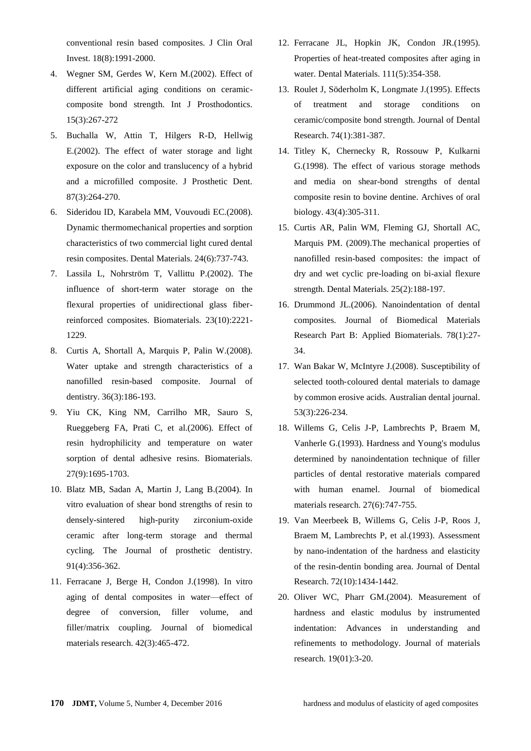conventional resin based composites. J Clin Oral Invest. 18(8):1991-2000.

4. Wegner SM, Gerdes W, Kern M.(2002). Effect of different artificial aging conditions on ceramic-composite bond strength. Int J Prosthodontics. 15(3):267-272
5. Buchalla W, Attin T, Hilgers R-D, Hellwig E.(2002). The effect of water storage and light exposure on the color and translucency of a hybrid and a microfilled composite. J Prosthetic Dent. 87(3):264-270.
6. Sideridou ID, Karabela MM, Vouvoudi EC.(2008). Dynamic thermomechanical properties and sorption characteristics of two commercial light cured dental resin composites. Dental Materials. 24(6):737-743.
7. Lassila L, Nohrström T, Vallittu P.(2002). The influence of short-term water storage on the flexural properties of unidirectional glass fiber-reinforced composites. Biomaterials. 23(10):2221-1229.
8. Curtis A, Shortall A, Marquis P, Palin W.(2008). Water uptake and strength characteristics of a nanofilled resin-based composite. Journal of dentistry. 36(3):186-193.
9. Yiu CK, King NM, Carrilho MR, Sauro S, Rueggeberg FA, Prati C, et al.(2006). Effect of resin hydrophilicity and temperature on water sorption of dental adhesive resins. Biomaterials. 27(9):1695-1703.
10. Blatz MB, Sadan A, Martin J, Lang B.(2004). In vitro evaluation of shear bond strengths of resin to densely-sintered high-purity zirconium-oxide ceramic after long-term storage and thermal cycling. The Journal of prosthetic dentistry. 91(4):356-362.
11. Ferracane J, Berge H, Condon J.(1998). In vitro aging of dental composites in water—effect of degree of conversion, filler volume, and filler/matrix coupling. Journal of biomedical materials research. 42(3):465-472.
12. Ferracane JL, Hopkin JK, Condon JR.(1995). Properties of heat-treated composites after aging in water. Dental Materials. 111(5):354-358.
13. Roulet J, Söderholm K, Longmate J.(1995). Effects of treatment and storage conditions on ceramic/composite bond strength. Journal of Dental Research. 74(1):381-387.
14. Titley K, Chernecky R, Rossouw P, Kulkarni G.(1998). The effect of various storage methods and media on shear-bond strengths of dental composite resin to bovine dentine. Archives of oral biology. 43(4):305-311.
15. Curtis AR, Palin WM, Fleming GJ, Shortall AC, Marquis PM. (2009).The mechanical properties of nanofilled resin-based composites: the impact of dry and wet cyclic pre-loading on bi-axial flexure strength. Dental Materials. 25(2):188-197.
16. Drummond JL.(2006). Nanoindentation of dental composites. Journal of Biomedical Materials Research Part B: Applied Biomaterials. 78(1):27-34.
17. Wan Bakar W, McIntyre J.(2008). Susceptibility of selected tooth‐coloured dental materials to damage by common erosive acids. Australian dental journal. 53(3):226-234.
18. Willems G, Celis J-P, Lambrechts P, Braem M, Vanherle G.(1993). Hardness and Young's modulus determined by nanoindentation technique of filler particles of dental restorative materials compared with human enamel. Journal of biomedical materials research. 27(6):747-755.
19. Van Meerbeek B, Willems G, Celis J-P, Roos J, Braem M, Lambrechts P, et al.(1993). Assessment by nano-indentation of the hardness and elasticity of the resin-dentin bonding area. Journal of Dental Research. 72(10):1434-1442.
20. Oliver WC, Pharr GM.(2004). Measurement of hardness and elastic modulus by instrumented indentation: Advances in understanding and refinements to methodology. Journal of materials research. 19(01):3-20.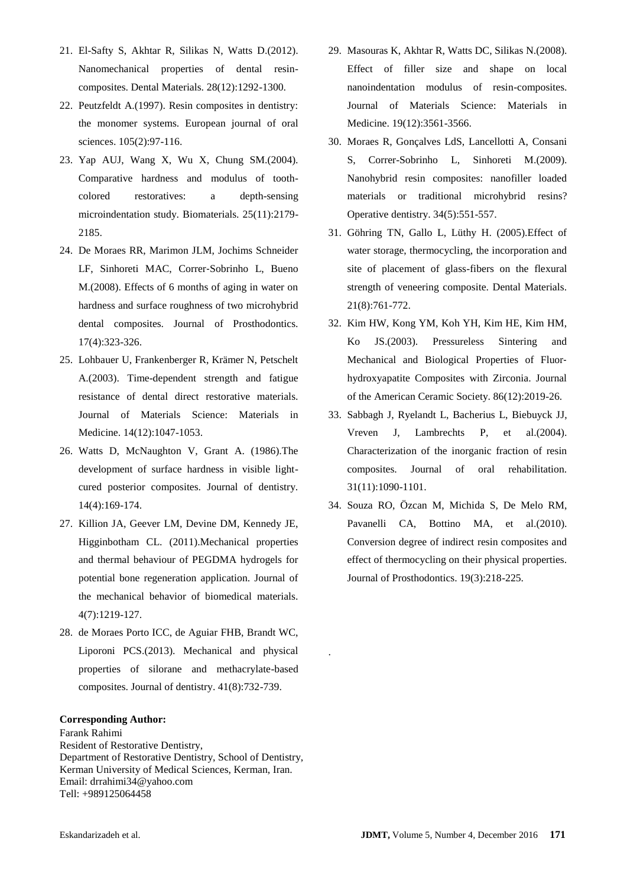21. El-Safty S, Akhtar R, Silikas N, Watts D.(2012). Nanomechanical properties of dental resin-composites. Dental Materials. 28(12):1292-1300.
22. Peutzfeldt A.(1997). Resin composites in dentistry: the monomer systems. European journal of oral sciences. 105(2):97-116.
23. Yap AUJ, Wang X, Wu X, Chung SM.(2004). Comparative hardness and modulus of tooth-colored restoratives: a depth-sensing microindentation study. Biomaterials. 25(11):2179-2185.
24. De Moraes RR, Marimon JLM, Jochims Schneider LF, Sinhoreti MAC, Correr-Sobrinho L, Bueno M.(2008). Effects of 6 months of aging in water on hardness and surface roughness of two microhybrid dental composites. Journal of Prosthodontics. 17(4):323-326.
25. Lohbauer U, Frankenberger R, Krämer N, Petschelt A.(2003). Time-dependent strength and fatigue resistance of dental direct restorative materials. Journal of Materials Science: Materials in Medicine. 14(12):1047-1053.
26. Watts D, McNaughton V, Grant A. (1986).The development of surface hardness in visible light-cured posterior composites. Journal of dentistry. 14(4):169-174.
27. Killion JA, Geever LM, Devine DM, Kennedy JE, Higginbotham CL. (2011).Mechanical properties and thermal behaviour of PEGDMA hydrogels for potential bone regeneration application. Journal of the mechanical behavior of biomedical materials. 4(7):1219-127.
28. de Moraes Porto ICC, de Aguiar FHB, Brandt WC, Liporoni PCS.(2013). Mechanical and physical properties of silorane and methacrylate-based composites. Journal of dentistry. 41(8):732-739.
29. Masouras K, Akhtar R, Watts DC, Silikas N.(2008). Effect of filler size and shape on local nanoindentation modulus of resin-composites. Journal of Materials Science: Materials in Medicine. 19(12):3561-3566.
30. Moraes R, Gonçalves LdS, Lancellotti A, Consani S, Correr-Sobrinho L, Sinhoreti M.(2009). Nanohybrid resin composites: nanofiller loaded materials or traditional microhybrid resins? Operative dentistry. 34(5):551-557.
31. Göhring TN, Gallo L, Lüthy H. (2005).Effect of water storage, thermocycling, the incorporation and site of placement of glass-fibers on the flexural strength of veneering composite. Dental Materials. 21(8):761-772.
32. Kim HW, Kong YM, Koh YH, Kim HE, Kim HM, Ko JS.(2003). Pressureless Sintering and Mechanical and Biological Properties of Fluor-hydroxyapatite Composites with Zirconia. Journal of the American Ceramic Society. 86(12):2019-26.
33. Sabbagh J, Ryelandt L, Bacherius L, Biebuyck JJ, Vreven J, Lambrechts P, et al.(2004). Characterization of the inorganic fraction of resin composites. Journal of oral rehabilitation. 31(11):1090-1101.
34. Souza RO, Özcan M, Michida S, De Melo RM, Pavanelli CA, Bottino MA, et al.(2010). Conversion degree of indirect resin composites and effect of thermocycling on their physical properties. Journal of Prosthodontics. 19(3):218-225.

**Corresponding Author:**

Farank Rahimi
Resident of Restorative Dentistry,
Department of Restorative Dentistry, School of Dentistry,
Kerman University of Medical Sciences, Kerman, Iran.
Email: drrahimi34@yahoo.com
Tell: +989125064458